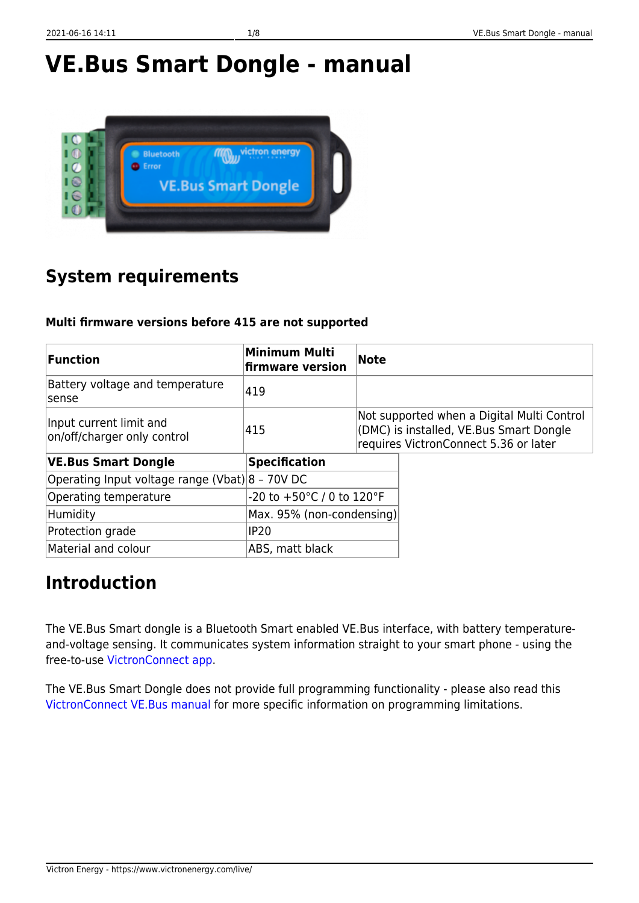# VE.Bus Smart Dongle - manual

## System requirements

**Multi firmware versions before 415 are not supported**

| Function | Minimum Multi firmware version | Note |
|---|---|---|
| Battery voltage and temperature sense | 419 | |
| Input current limit and on/off/charger only control | 415 | Not supported when a Digital Multi Control (DMC) is installed, VE.Bus Smart Dongle requires VictronConnect 5.36 or later |

| VE.Bus Smart Dongle | Specification |
|---|---|
| Operating Input voltage range (Vbat) | 8 – 70V DC |
| Operating temperature | -20 to +50°C / 0 to 120°F |
| Humidity | Max. 95% (non-condensing) |
| Protection grade | IP20 |
| Material and colour | ABS, matt black |

## Introduction

The VE.Bus Smart dongle is a Bluetooth Smart enabled VE.Bus interface, with battery temperature-and-voltage sensing. It communicates system information straight to your smart phone - using the free-to-use VictronConnect app.

The VE.Bus Smart Dongle does not provide full programming functionality - please also read this VictronConnect VE.Bus manual for more specific information on programming limitations.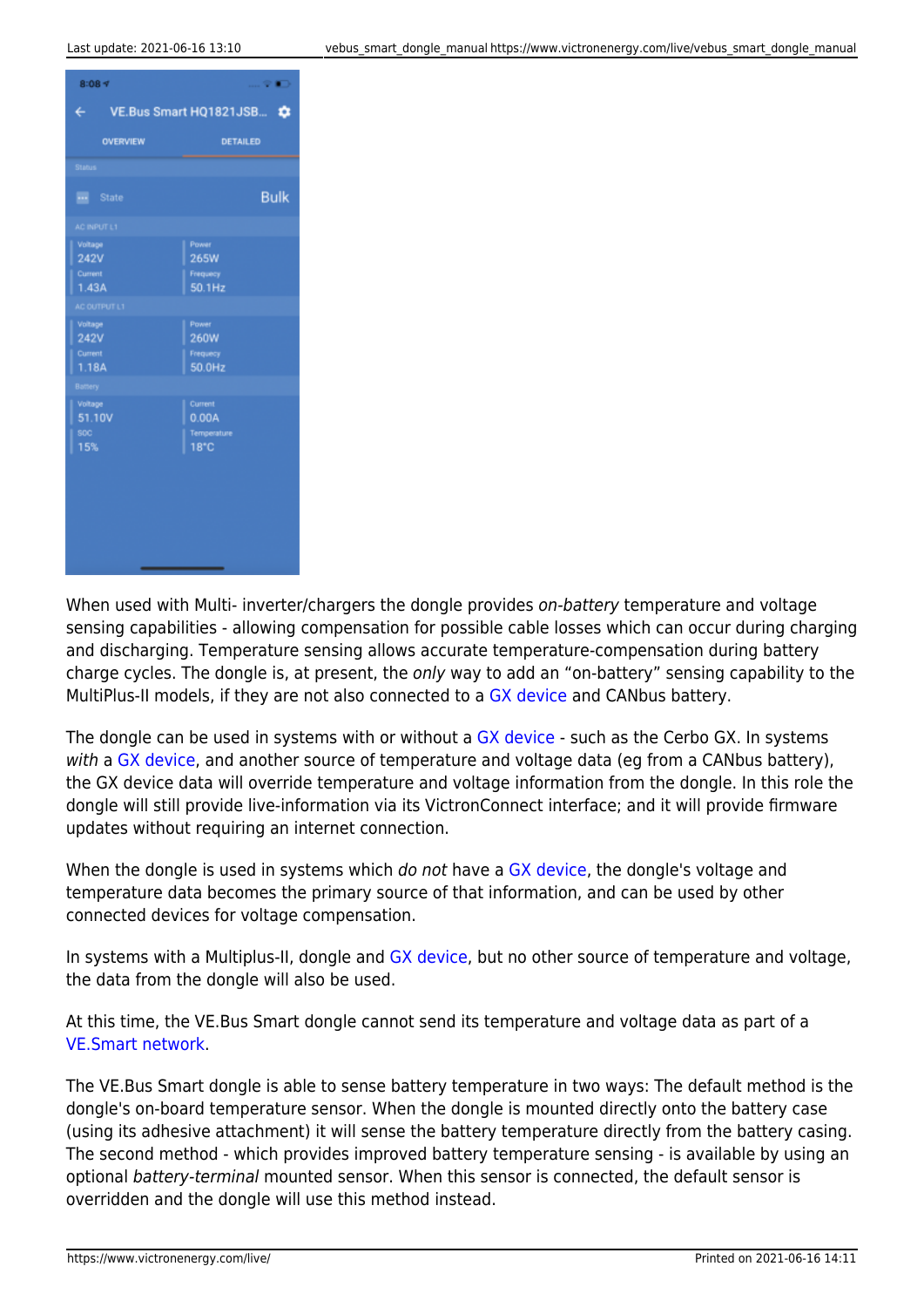When used with Multi- inverter/chargers the dongle provides *on-battery* temperature and voltage sensing capabilities - allowing compensation for possible cable losses which can occur during charging and discharging. Temperature sensing allows accurate temperature-compensation during battery charge cycles. The dongle is, at present, the *only* way to add an “on-battery” sensing capability to the MultiPlus-II models, if they are not also connected to a GX device and CANbus battery.

The dongle can be used in systems with or without a GX device - such as the Cerbo GX. In systems *with* a GX device, and another source of temperature and voltage data (eg from a CANbus battery), the GX device data will override temperature and voltage information from the dongle. In this role the dongle will still provide live-information via its VictronConnect interface; and it will provide firmware updates without requiring an internet connection.

When the dongle is used in systems which *do not* have a GX device, the dongle's voltage and temperature data becomes the primary source of that information, and can be used by other connected devices for voltage compensation.

In systems with a Multiplus-II, dongle and GX device, but no other source of temperature and voltage, the data from the dongle will also be used.

At this time, the VE.Bus Smart dongle cannot send its temperature and voltage data as part of a VE.Smart network.

The VE.Bus Smart dongle is able to sense battery temperature in two ways: The default method is the dongle's on-board temperature sensor. When the dongle is mounted directly onto the battery case (using its adhesive attachment) it will sense the battery temperature directly from the battery casing. The second method - which provides improved battery temperature sensing - is available by using an optional *battery-terminal* mounted sensor. When this sensor is connected, the default sensor is overridden and the dongle will use this method instead.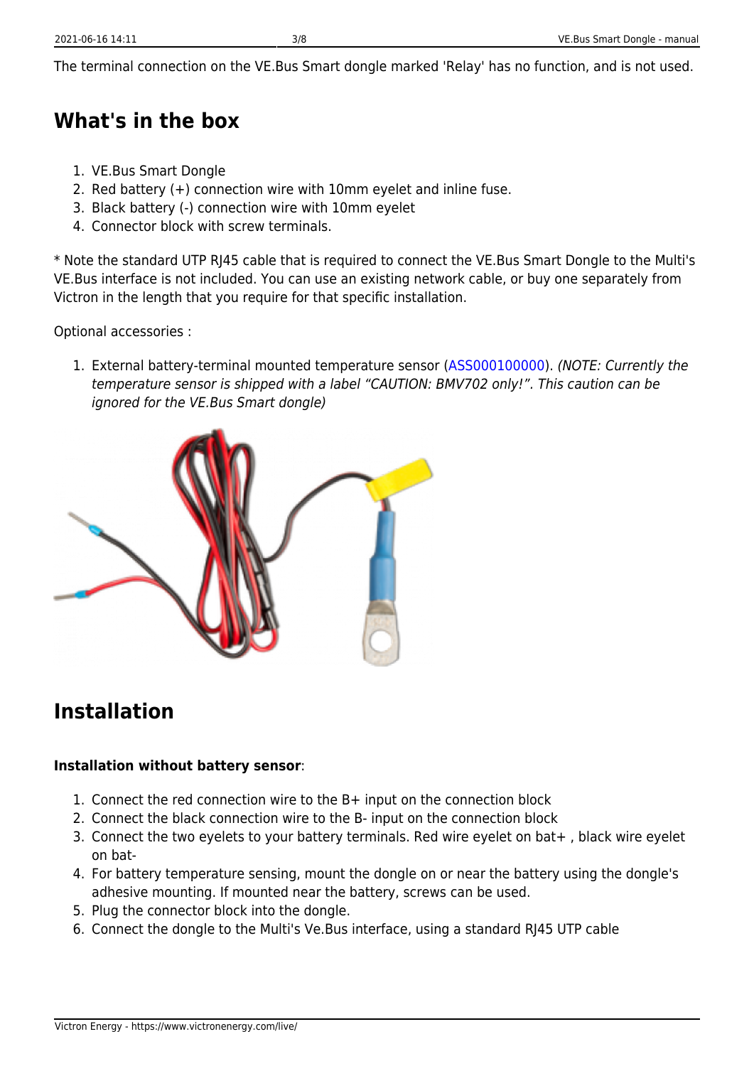The terminal connection on the VE.Bus Smart dongle marked 'Relay' has no function, and is not used.

## What's in the box

1. VE.Bus Smart Dongle
2. Red battery (+) connection wire with 10mm eyelet and inline fuse.
3. Black battery (-) connection wire with 10mm eyelet
4. Connector block with screw terminals.

* Note the standard UTP RJ45 cable that is required to connect the VE.Bus Smart Dongle to the Multi's VE.Bus interface is not included. You can use an existing network cable, or buy one separately from Victron in the length that you require for that specific installation.

Optional accessories :

1. External battery-terminal mounted temperature sensor (ASS000100000). *(NOTE: Currently the temperature sensor is shipped with a label "CAUTION: BMV702 only!". This caution can be ignored for the VE.Bus Smart dongle)*

## Installation

**Installation without battery sensor**:

1. Connect the red connection wire to the B+ input on the connection block
2. Connect the black connection wire to the B- input on the connection block
3. Connect the two eyelets to your battery terminals. Red wire eyelet on bat+ , black wire eyelet on bat-
4. For battery temperature sensing, mount the dongle on or near the battery using the dongle's adhesive mounting. If mounted near the battery, screws can be used.
5. Plug the connector block into the dongle.
6. Connect the dongle to the Multi's Ve.Bus interface, using a standard RJ45 UTP cable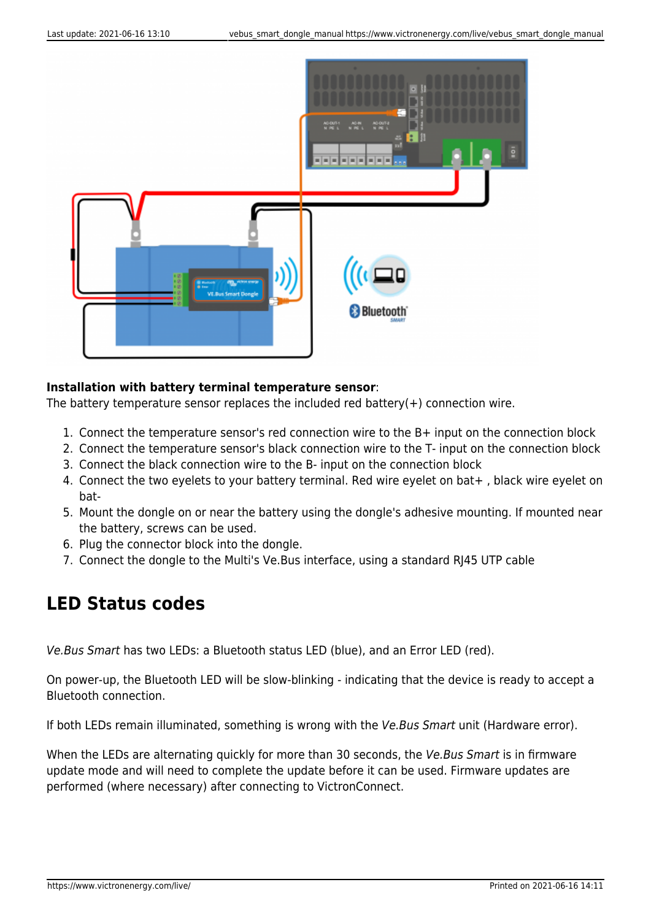**Installation with battery terminal temperature sensor**:
The battery temperature sensor replaces the included red battery(+) connection wire.

1. Connect the temperature sensor's red connection wire to the B+ input on the connection block
2. Connect the temperature sensor's black connection wire to the T- input on the connection block
3. Connect the black connection wire to the B- input on the connection block
4. Connect the two eyelets to your battery terminal. Red wire eyelet on bat+ , black wire eyelet on bat-
5. Mount the dongle on or near the battery using the dongle's adhesive mounting. If mounted near the battery, screws can be used.
6. Plug the connector block into the dongle.
7. Connect the dongle to the Multi's Ve.Bus interface, using a standard RJ45 UTP cable

## LED Status codes

*Ve.Bus Smart* has two LEDs: a Bluetooth status LED (blue), and an Error LED (red).

On power-up, the Bluetooth LED will be slow-blinking - indicating that the device is ready to accept a Bluetooth connection.

If both LEDs remain illuminated, something is wrong with the *Ve.Bus Smart* unit (Hardware error).

When the LEDs are alternating quickly for more than 30 seconds, the *Ve.Bus Smart* is in firmware update mode and will need to complete the update before it can be used. Firmware updates are performed (where necessary) after connecting to VictronConnect.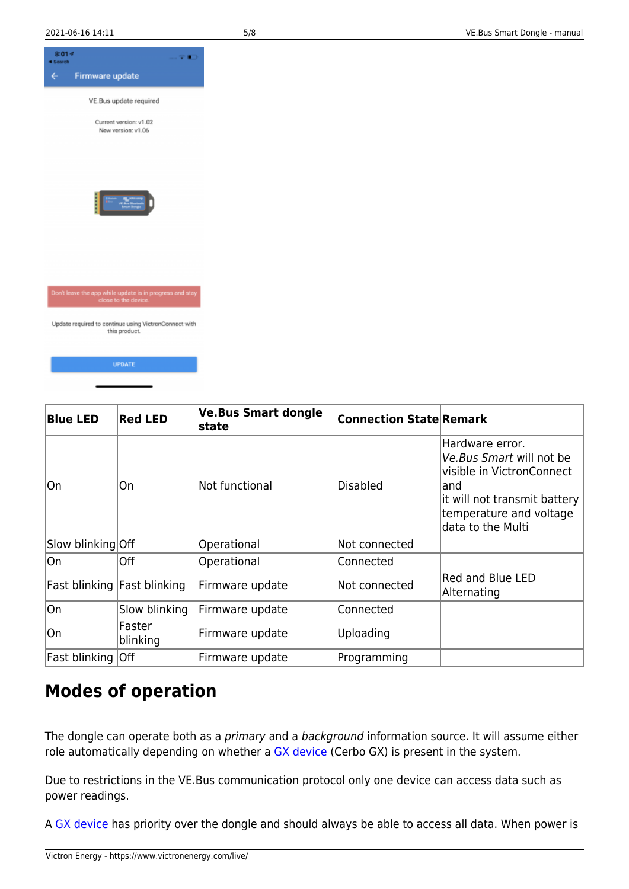| Blue LED | Red LED | Ve.Bus Smart dongle state | Connection State | Remark |
|---|---|---|---|---|
| On | On | Not functional | Disabled | Hardware error. *Ve.Bus Smart* will not be visible in VictronConnect and it will not transmit battery temperature and voltage data to the Multi |
| Slow blinking | Off | Operational | Not connected | |
| On | Off | Operational | Connected | |
| Fast blinking | Fast blinking | Firmware update | Not connected | Red and Blue LED Alternating |
| On | Slow blinking | Firmware update | Connected | |
| On | Faster blinking | Firmware update | Uploading | |
| Fast blinking | Off | Firmware update | Programming | |

## Modes of operation

The dongle can operate both as a *primary* and a *background* information source. It will assume either role automatically depending on whether a GX device (Cerbo GX) is present in the system.

Due to restrictions in the VE.Bus communication protocol only one device can access data such as power readings.

A GX device has priority over the dongle and should always be able to access all data. When power is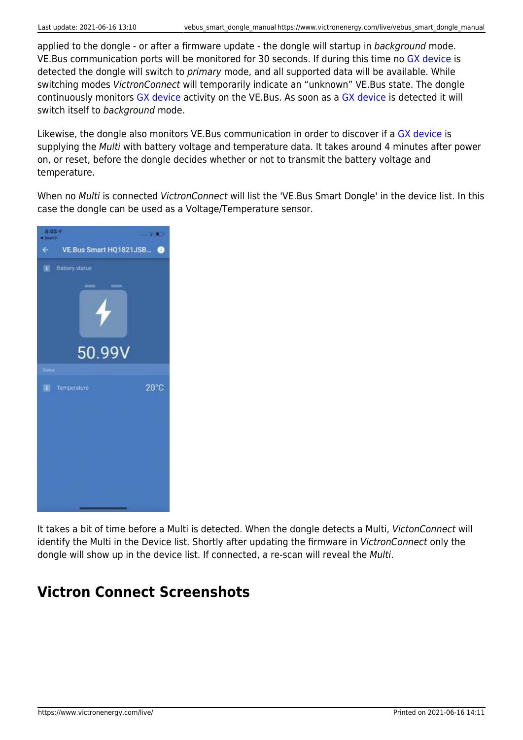applied to the dongle - or after a firmware update - the dongle will startup in *background* mode. VE.Bus communication ports will be monitored for 30 seconds. If during this time no GX device is detected the dongle will switch to *primary* mode, and all supported data will be available. While switching modes *VictronConnect* will temporarily indicate an “unknown” VE.Bus state. The dongle continuously monitors GX device activity on the VE.Bus. As soon as a GX device is detected it will switch itself to *background* mode.

Likewise, the dongle also monitors VE.Bus communication in order to discover if a GX device is supplying the *Multi* with battery voltage and temperature data. It takes around 4 minutes after power on, or reset, before the dongle decides whether or not to transmit the battery voltage and temperature.

When no *Multi* is connected *VictronConnect* will list the 'VE.Bus Smart Dongle' in the device list. In this case the dongle can be used as a Voltage/Temperature sensor.

It takes a bit of time before a Multi is detected. When the dongle detects a Multi, *VictonConnect* will identify the Multi in the Device list. Shortly after updating the firmware in *VictronConnect* only the dongle will show up in the device list. If connected, a re-scan will reveal the *Multi*.

## Victron Connect Screenshots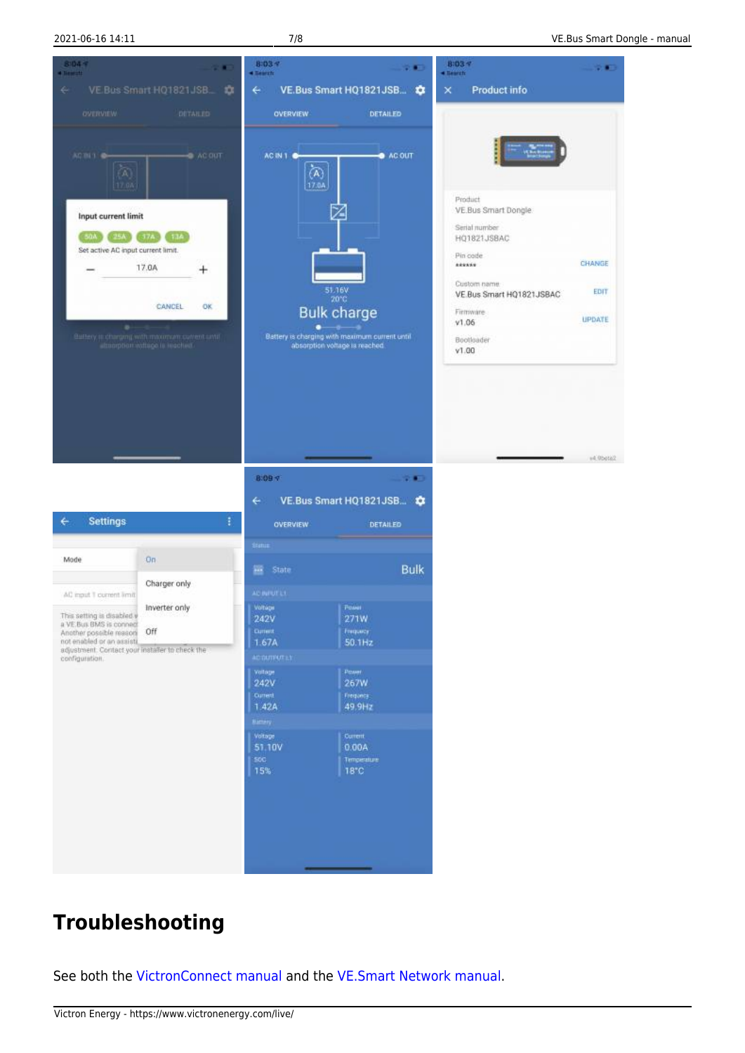# Troubleshooting

See both the VictronConnect manual and the VE.Smart Network manual.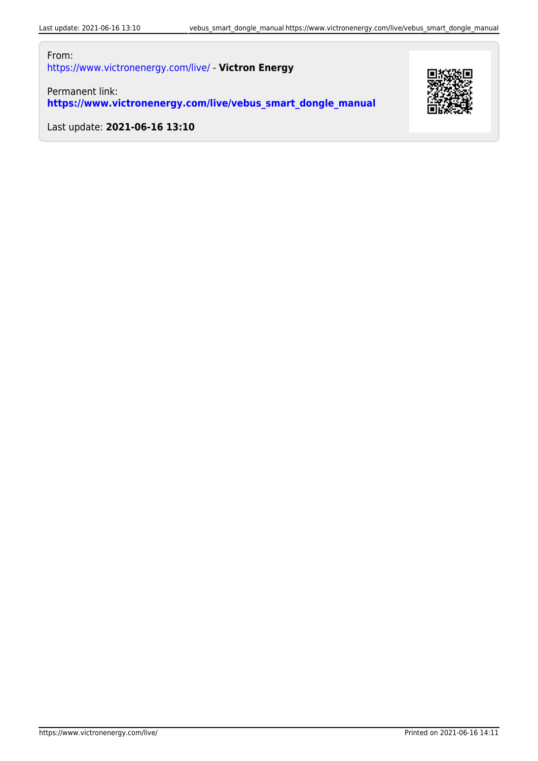From:
https://www.victronenergy.com/live/ - **Victron Energy**

Permanent link:
**https://www.victronenergy.com/live/vebus_smart_dongle_manual**

Last update: **2021-06-16 13:10**